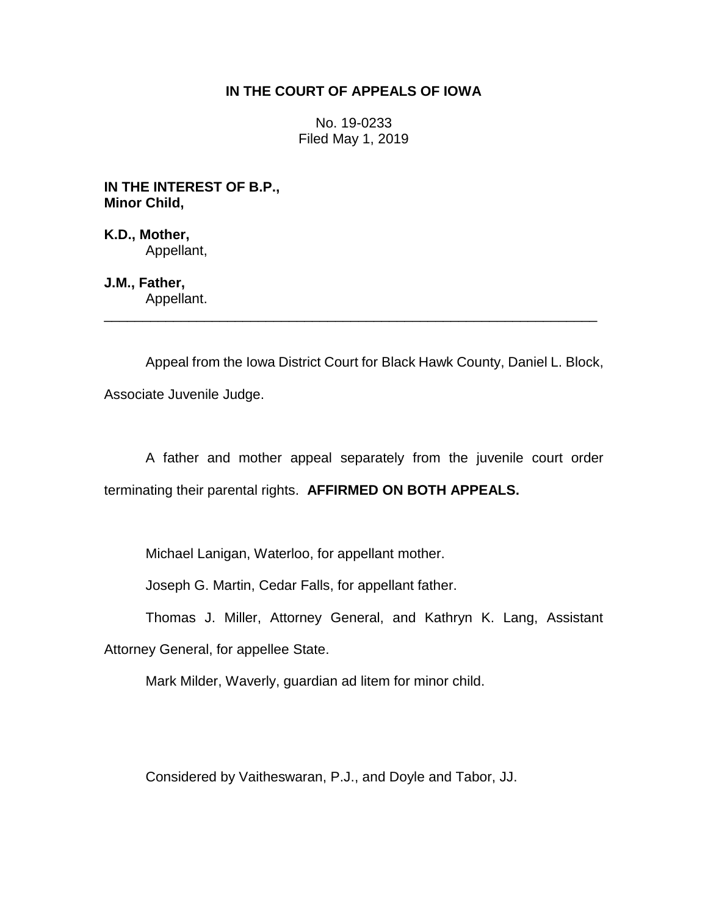# IN THE COURT OF APPEALS OF IOWA

No. 19-0233
Filed May 1, 2019

**IN THE INTEREST OF B.P., Minor Child,**

**K.D., Mother,**
Appellant,

**J.M., Father,**
Appellant.

---

Appeal from the Iowa District Court for Black Hawk County, Daniel L. Block, Associate Juvenile Judge.

A father and mother appeal separately from the juvenile court order terminating their parental rights. **AFFIRMED ON BOTH APPEALS.**

Michael Lanigan, Waterloo, for appellant mother.

Joseph G. Martin, Cedar Falls, for appellant father.

Thomas J. Miller, Attorney General, and Kathryn K. Lang, Assistant Attorney General, for appellee State.

Mark Milder, Waverly, guardian ad litem for minor child.

Considered by Vaitheswaran, P.J., and Doyle and Tabor, JJ.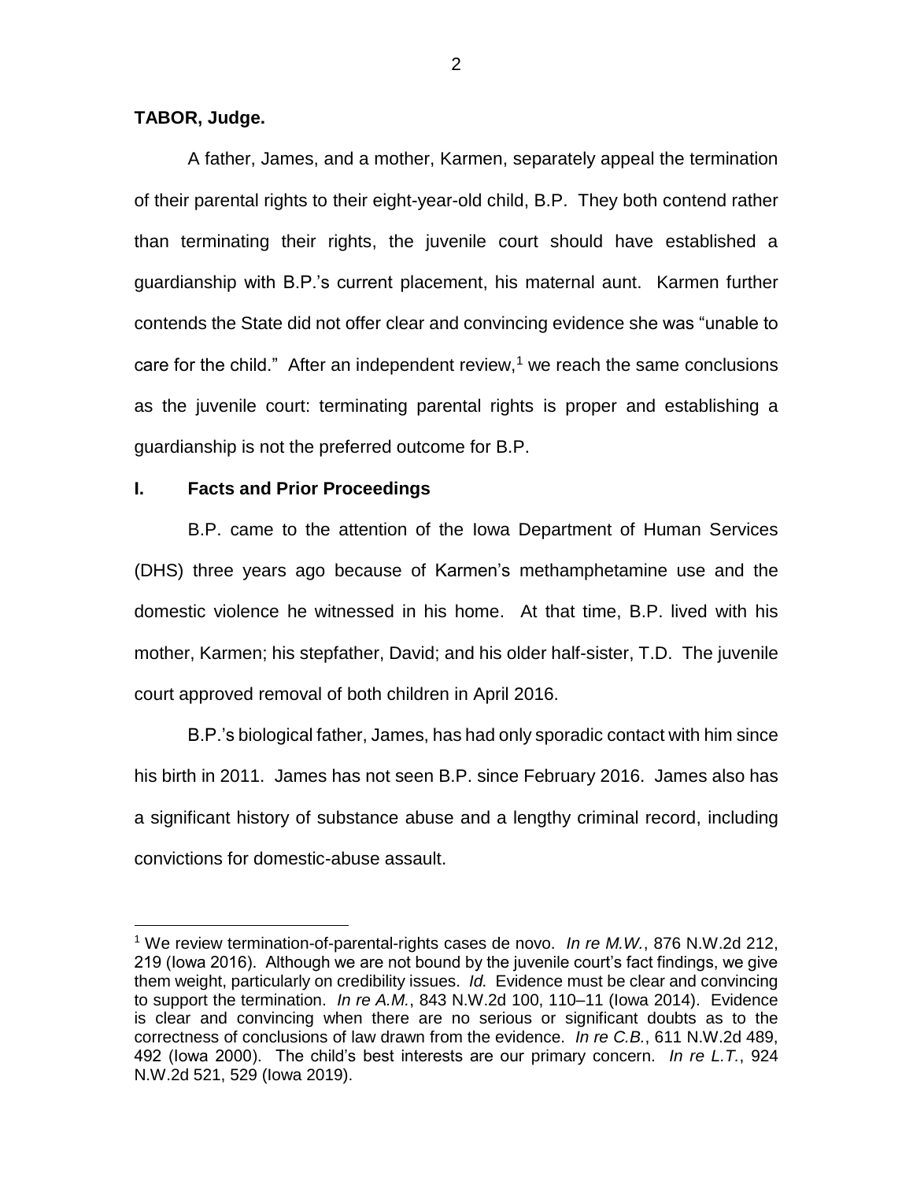**TABOR, Judge.**

A father, James, and a mother, Karmen, separately appeal the termination of their parental rights to their eight-year-old child, B.P. They both contend rather than terminating their rights, the juvenile court should have established a guardianship with B.P.'s current placement, his maternal aunt. Karmen further contends the State did not offer clear and convincing evidence she was "unable to care for the child." After an independent review,[1] we reach the same conclusions as the juvenile court: terminating parental rights is proper and establishing a guardianship is not the preferred outcome for B.P.

## I. Facts and Prior Proceedings

B.P. came to the attention of the Iowa Department of Human Services (DHS) three years ago because of Karmen's methamphetamine use and the domestic violence he witnessed in his home. At that time, B.P. lived with his mother, Karmen; his stepfather, David; and his older half-sister, T.D. The juvenile court approved removal of both children in April 2016.

B.P.'s biological father, James, has had only sporadic contact with him since his birth in 2011. James has not seen B.P. since February 2016. James also has a significant history of substance abuse and a lengthy criminal record, including convictions for domestic-abuse assault.

[1] We review termination-of-parental-rights cases de novo. *In re M.W.*, 876 N.W.2d 212, 219 (Iowa 2016). Although we are not bound by the juvenile court's fact findings, we give them weight, particularly on credibility issues. *Id.* Evidence must be clear and convincing to support the termination. *In re A.M.*, 843 N.W.2d 100, 110–11 (Iowa 2014). Evidence is clear and convincing when there are no serious or significant doubts as to the correctness of conclusions of law drawn from the evidence. *In re C.B.*, 611 N.W.2d 489, 492 (Iowa 2000). The child's best interests are our primary concern. *In re L.T.*, 924 N.W.2d 521, 529 (Iowa 2019).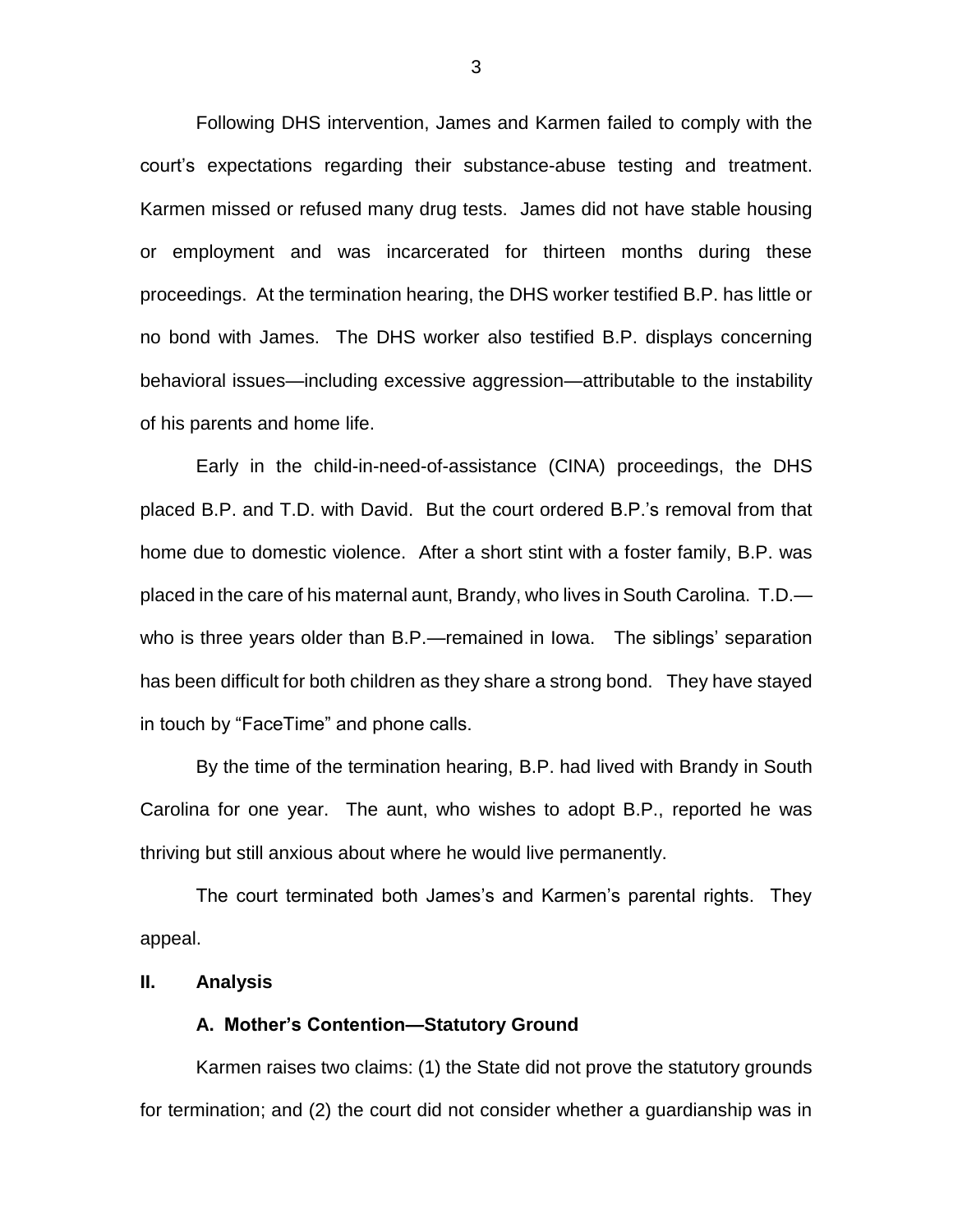Following DHS intervention, James and Karmen failed to comply with the court's expectations regarding their substance-abuse testing and treatment. Karmen missed or refused many drug tests. James did not have stable housing or employment and was incarcerated for thirteen months during these proceedings. At the termination hearing, the DHS worker testified B.P. has little or no bond with James. The DHS worker also testified B.P. displays concerning behavioral issues—including excessive aggression—attributable to the instability of his parents and home life.

Early in the child-in-need-of-assistance (CINA) proceedings, the DHS placed B.P. and T.D. with David. But the court ordered B.P.'s removal from that home due to domestic violence. After a short stint with a foster family, B.P. was placed in the care of his maternal aunt, Brandy, who lives in South Carolina. T.D.—who is three years older than B.P.—remained in Iowa. The siblings' separation has been difficult for both children as they share a strong bond. They have stayed in touch by "FaceTime" and phone calls.

By the time of the termination hearing, B.P. had lived with Brandy in South Carolina for one year. The aunt, who wishes to adopt B.P., reported he was thriving but still anxious about where he would live permanently.

The court terminated both James's and Karmen's parental rights. They appeal.

## II. Analysis

### A. Mother's Contention—Statutory Ground

Karmen raises two claims: (1) the State did not prove the statutory grounds for termination; and (2) the court did not consider whether a guardianship was in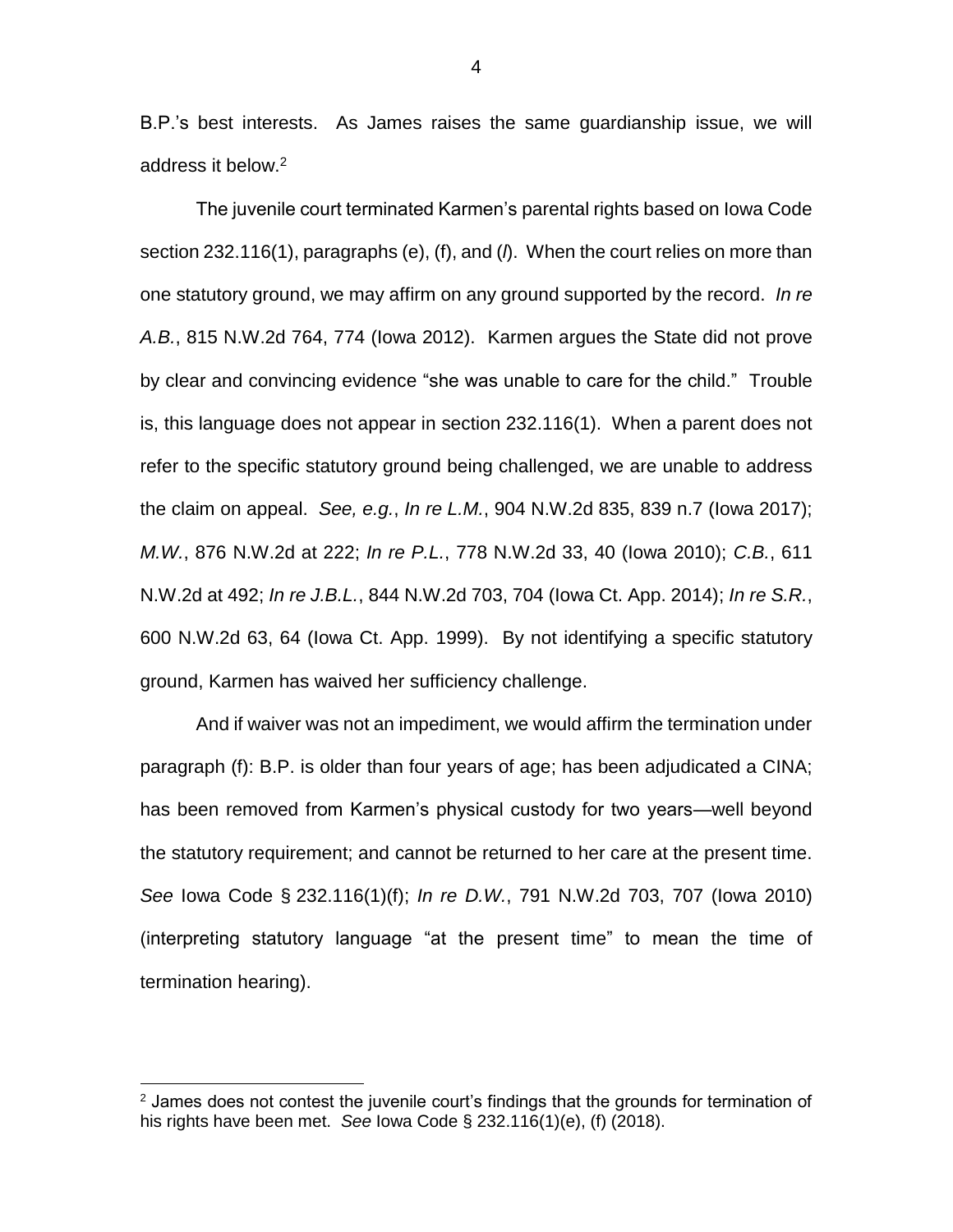B.P.'s best interests. As James raises the same guardianship issue, we will address it below.[2]

The juvenile court terminated Karmen's parental rights based on Iowa Code section 232.116(1), paragraphs (e), (f), and (*l*). When the court relies on more than one statutory ground, we may affirm on any ground supported by the record. *In re A.B.*, 815 N.W.2d 764, 774 (Iowa 2012). Karmen argues the State did not prove by clear and convincing evidence "she was unable to care for the child." Trouble is, this language does not appear in section 232.116(1). When a parent does not refer to the specific statutory ground being challenged, we are unable to address the claim on appeal. *See, e.g.*, *In re L.M.*, 904 N.W.2d 835, 839 n.7 (Iowa 2017); *M.W.*, 876 N.W.2d at 222; *In re P.L.*, 778 N.W.2d 33, 40 (Iowa 2010); *C.B.*, 611 N.W.2d at 492; *In re J.B.L.*, 844 N.W.2d 703, 704 (Iowa Ct. App. 2014); *In re S.R.*, 600 N.W.2d 63, 64 (Iowa Ct. App. 1999). By not identifying a specific statutory ground, Karmen has waived her sufficiency challenge.

And if waiver was not an impediment, we would affirm the termination under paragraph (f): B.P. is older than four years of age; has been adjudicated a CINA; has been removed from Karmen's physical custody for two years—well beyond the statutory requirement; and cannot be returned to her care at the present time. *See* Iowa Code § 232.116(1)(f); *In re D.W.*, 791 N.W.2d 703, 707 (Iowa 2010) (interpreting statutory language "at the present time" to mean the time of termination hearing).

---

[2] James does not contest the juvenile court's findings that the grounds for termination of his rights have been met. *See* Iowa Code § 232.116(1)(e), (f) (2018).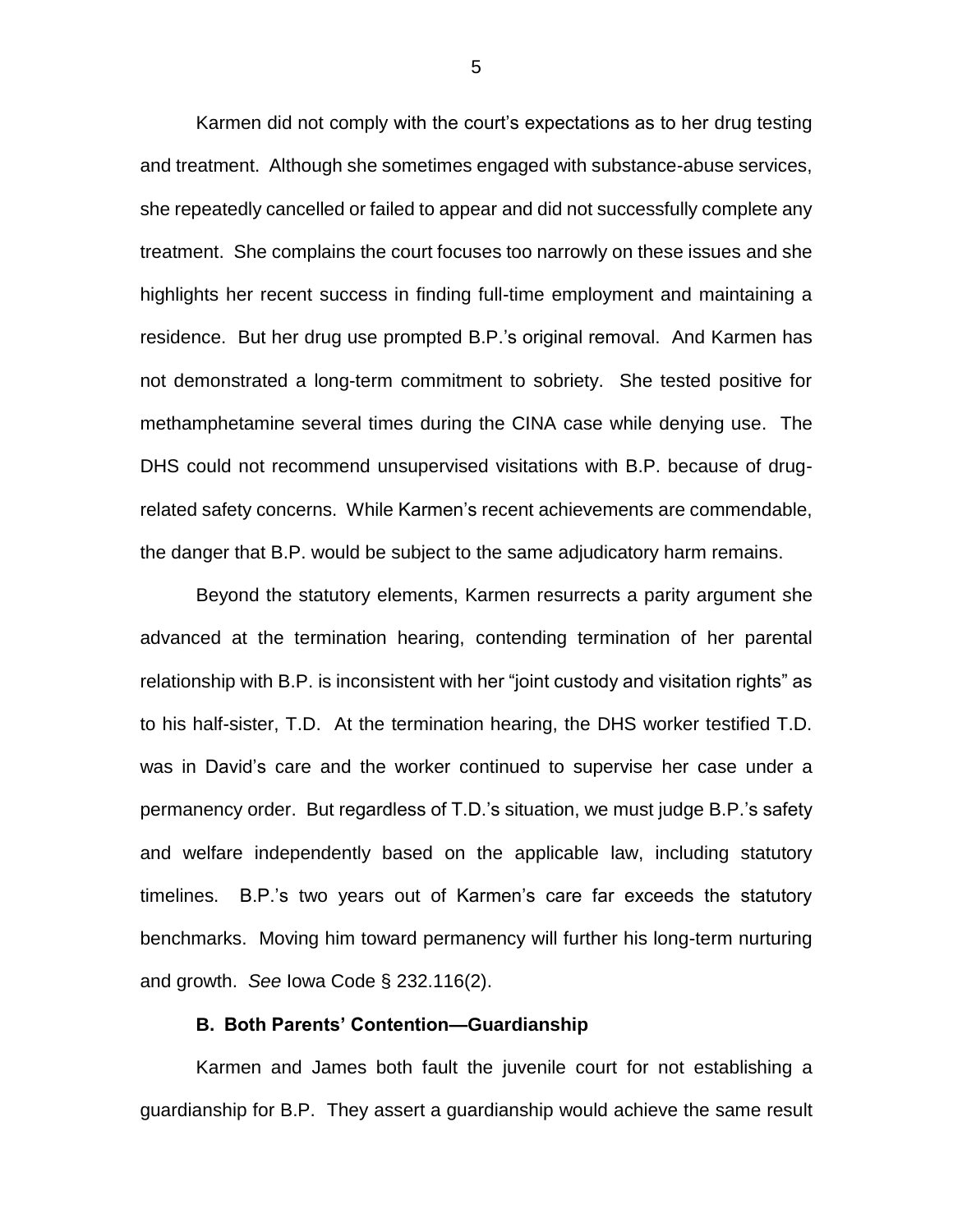Karmen did not comply with the court's expectations as to her drug testing and treatment. Although she sometimes engaged with substance-abuse services, she repeatedly cancelled or failed to appear and did not successfully complete any treatment. She complains the court focuses too narrowly on these issues and she highlights her recent success in finding full-time employment and maintaining a residence. But her drug use prompted B.P.'s original removal. And Karmen has not demonstrated a long-term commitment to sobriety. She tested positive for methamphetamine several times during the CINA case while denying use. The DHS could not recommend unsupervised visitations with B.P. because of drug-related safety concerns. While Karmen's recent achievements are commendable, the danger that B.P. would be subject to the same adjudicatory harm remains.

Beyond the statutory elements, Karmen resurrects a parity argument she advanced at the termination hearing, contending termination of her parental relationship with B.P. is inconsistent with her "joint custody and visitation rights" as to his half-sister, T.D. At the termination hearing, the DHS worker testified T.D. was in David's care and the worker continued to supervise her case under a permanency order. But regardless of T.D.'s situation, we must judge B.P.'s safety and welfare independently based on the applicable law, including statutory timelines. B.P.'s two years out of Karmen's care far exceeds the statutory benchmarks. Moving him toward permanency will further his long-term nurturing and growth. *See* Iowa Code § 232.116(2).

### B. Both Parents' Contention—Guardianship

Karmen and James both fault the juvenile court for not establishing a guardianship for B.P. They assert a guardianship would achieve the same result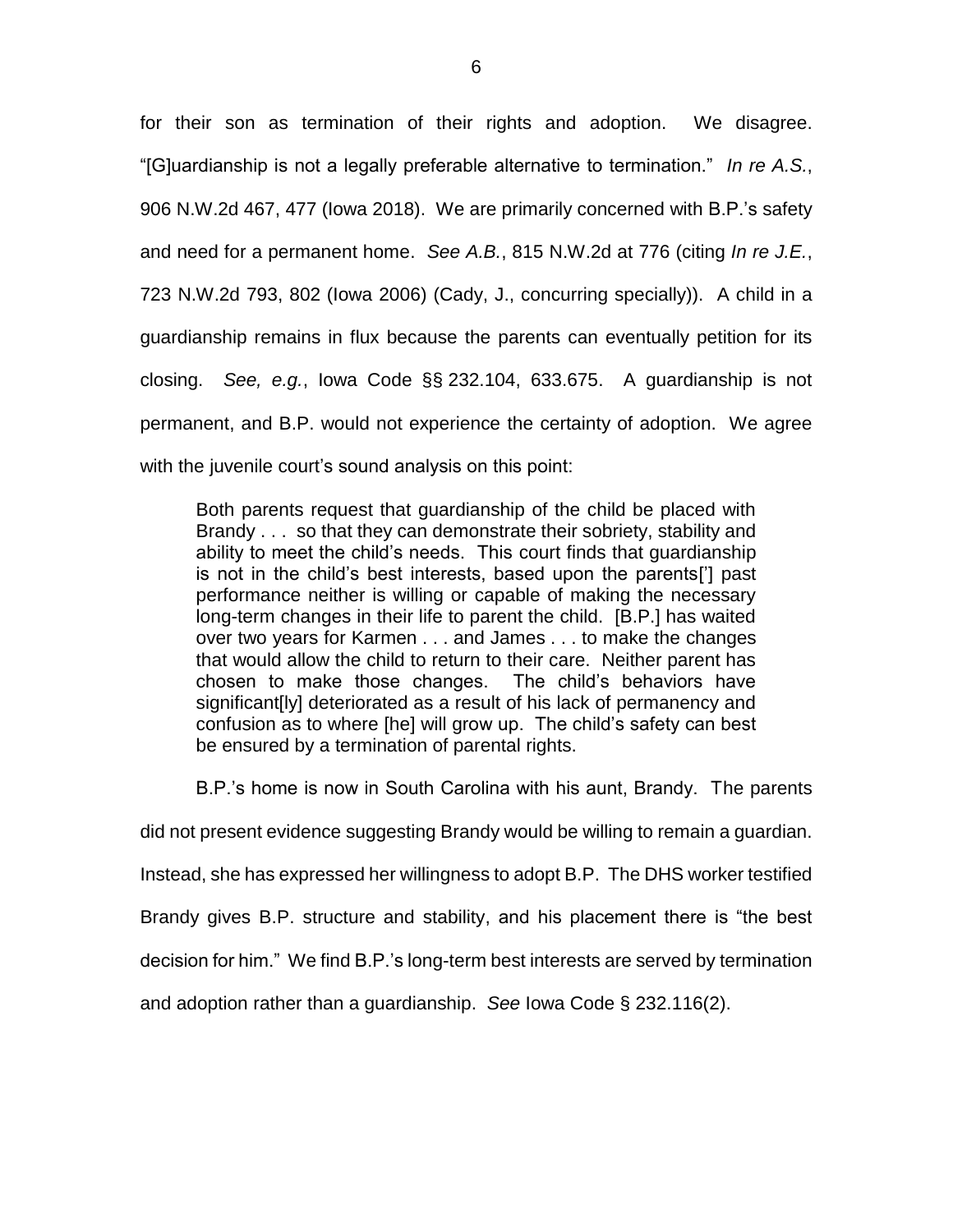for their son as termination of their rights and adoption. We disagree. "[G]uardianship is not a legally preferable alternative to termination." *In re A.S.*, 906 N.W.2d 467, 477 (Iowa 2018). We are primarily concerned with B.P.'s safety and need for a permanent home. *See A.B.*, 815 N.W.2d at 776 (citing *In re J.E.*, 723 N.W.2d 793, 802 (Iowa 2006) (Cady, J., concurring specially)). A child in a guardianship remains in flux because the parents can eventually petition for its closing. *See, e.g.*, Iowa Code §§ 232.104, 633.675. A guardianship is not permanent, and B.P. would not experience the certainty of adoption. We agree with the juvenile court's sound analysis on this point:

> Both parents request that guardianship of the child be placed with Brandy . . . so that they can demonstrate their sobriety, stability and ability to meet the child's needs. This court finds that guardianship is not in the child's best interests, based upon the parents['] past performance neither is willing or capable of making the necessary long-term changes in their life to parent the child. [B.P.] has waited over two years for Karmen . . . and James . . . to make the changes that would allow the child to return to their care. Neither parent has chosen to make those changes. The child's behaviors have significant[ly] deteriorated as a result of his lack of permanency and confusion as to where [he] will grow up. The child's safety can best be ensured by a termination of parental rights.

B.P.'s home is now in South Carolina with his aunt, Brandy. The parents did not present evidence suggesting Brandy would be willing to remain a guardian. Instead, she has expressed her willingness to adopt B.P. The DHS worker testified Brandy gives B.P. structure and stability, and his placement there is "the best decision for him." We find B.P.'s long-term best interests are served by termination and adoption rather than a guardianship. *See* Iowa Code § 232.116(2).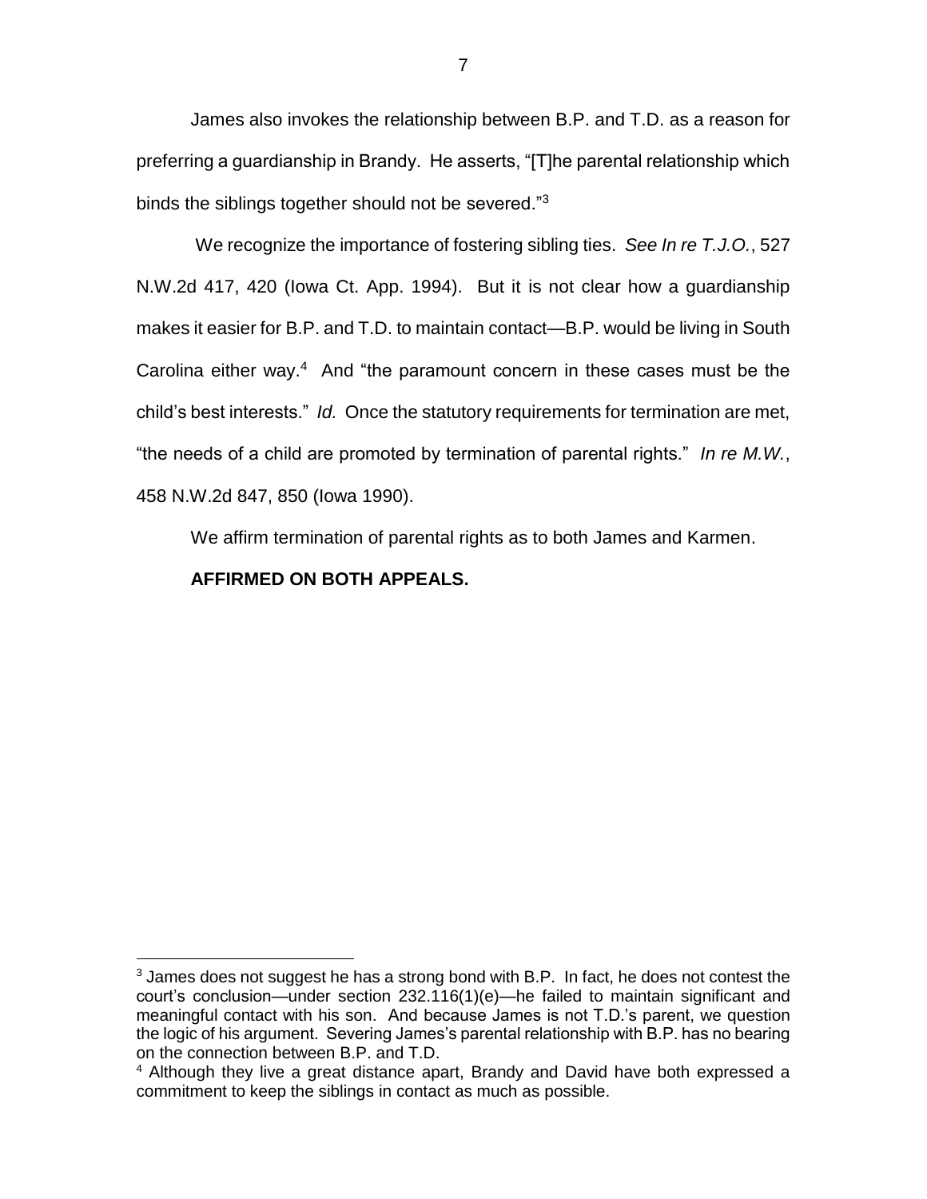James also invokes the relationship between B.P. and T.D. as a reason for preferring a guardianship in Brandy. He asserts, "[T]he parental relationship which binds the siblings together should not be severed."[3]

We recognize the importance of fostering sibling ties. *See In re T.J.O.*, 527 N.W.2d 417, 420 (Iowa Ct. App. 1994). But it is not clear how a guardianship makes it easier for B.P. and T.D. to maintain contact—B.P. would be living in South Carolina either way.[4] And "the paramount concern in these cases must be the child's best interests." *Id.* Once the statutory requirements for termination are met, "the needs of a child are promoted by termination of parental rights." *In re M.W.*, 458 N.W.2d 847, 850 (Iowa 1990).

We affirm termination of parental rights as to both James and Karmen.

**AFFIRMED ON BOTH APPEALS.**

---

[3] James does not suggest he has a strong bond with B.P. In fact, he does not contest the court's conclusion—under section 232.116(1)(e)—he failed to maintain significant and meaningful contact with his son. And because James is not T.D.'s parent, we question the logic of his argument. Severing James's parental relationship with B.P. has no bearing on the connection between B.P. and T.D.

[4] Although they live a great distance apart, Brandy and David have both expressed a commitment to keep the siblings in contact as much as possible.